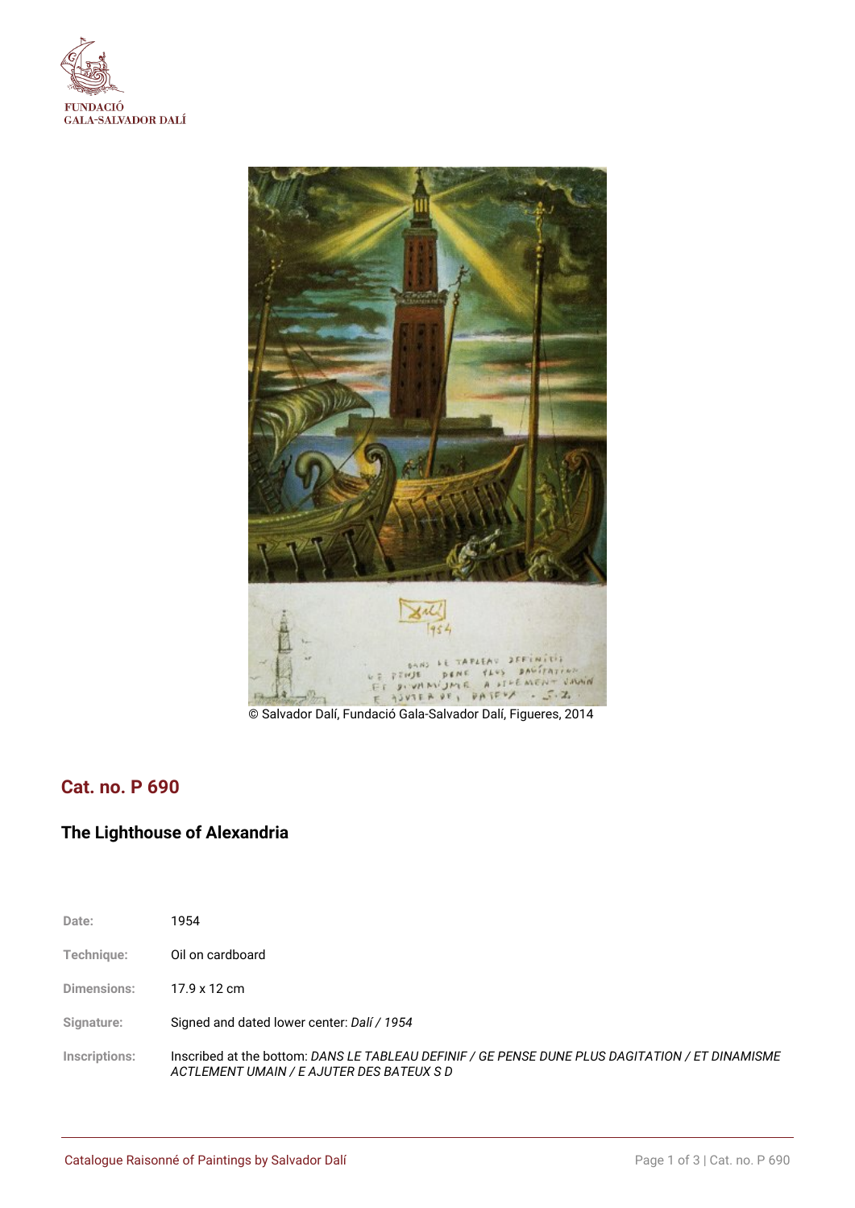FUNDACIÓ
GALA-SALVADOR DALÍ

© Salvador Dalí, Fundació Gala-Salvador Dalí, Figueres, 2014

## Cat. no. P 690

### The Lighthouse of Alexandria

| | |
|---|---|
| **Date:** | 1954 |
| **Technique:** | Oil on cardboard |
| **Dimensions:** | 17.9 x 12 cm |
| **Signature:** | Signed and dated lower center: *Dalí / 1954* |
| **Inscriptions:** | Inscribed at the bottom: *DANS LE TABLEAU DEFINIF / GE PENSE DUNE PLUS DAGITATION / ET DINAMISME ACTLEMENT UMAIN / E AJUTER DES BATEUX S D* |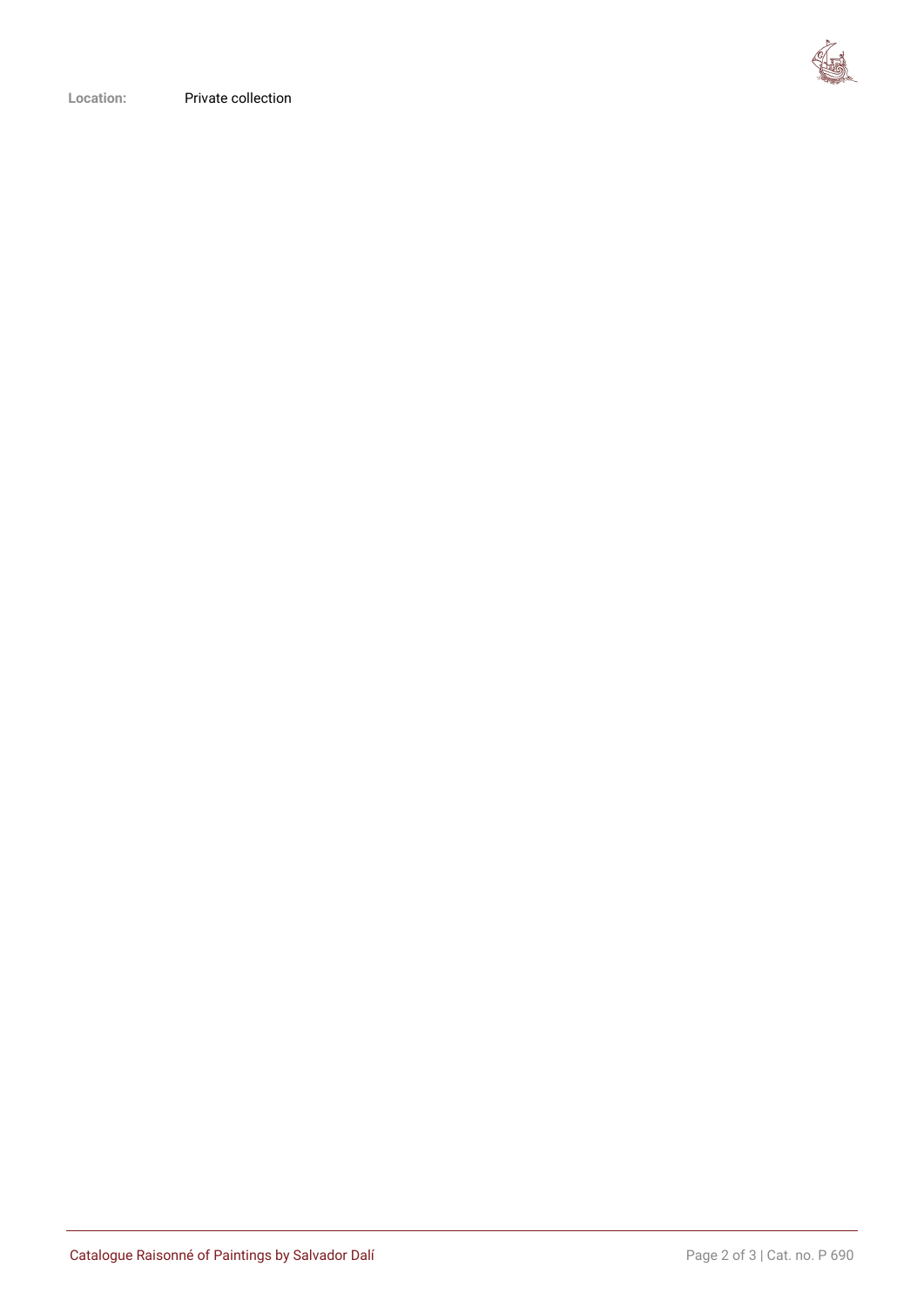**Location:** Private collection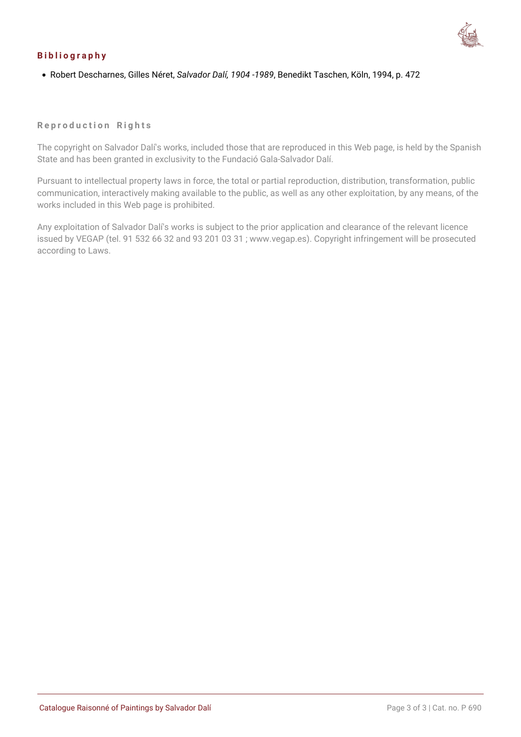## Bibliography

- Robert Descharnes, Gilles Néret, *Salvador Dalí, 1904 -1989*, Benedikt Taschen, Köln, 1994, p. 472

## Reproduction Rights

The copyright on Salvador Dalí's works, included those that are reproduced in this Web page, is held by the Spanish State and has been granted in exclusivity to the Fundació Gala-Salvador Dalí.

Pursuant to intellectual property laws in force, the total or partial reproduction, distribution, transformation, public communication, interactively making available to the public, as well as any other exploitation, by any means, of the works included in this Web page is prohibited.

Any exploitation of Salvador Dalí's works is subject to the prior application and clearance of the relevant licence issued by VEGAP (tel. 91 532 66 32 and 93 201 03 31 ; www.vegap.es). Copyright infringement will be prosecuted according to Laws.